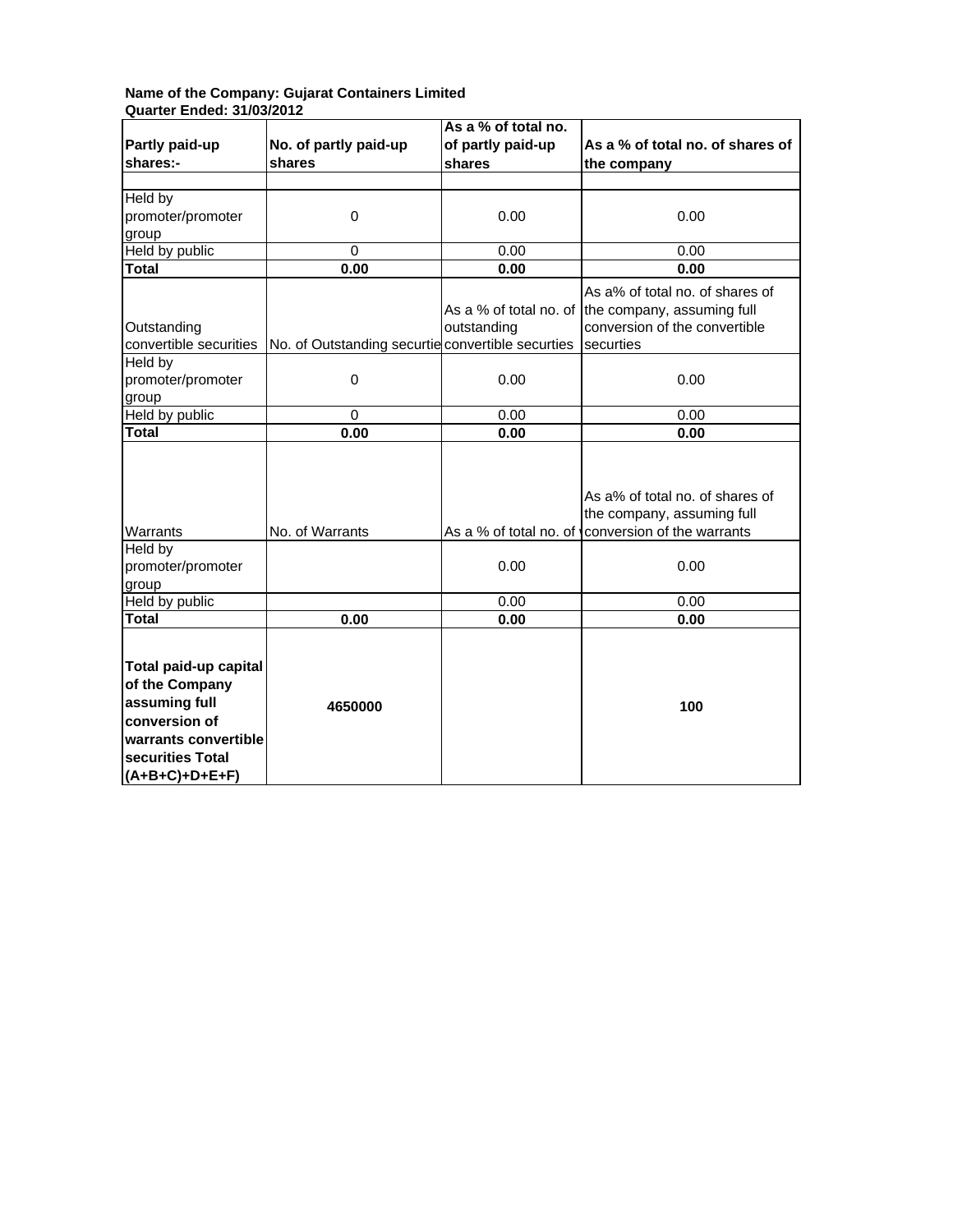**Name of the Company: Gujarat Containers Limited**
**Quarter Ended: 31/03/2012**

| **Partly paid-up shares:-** | **No. of partly paid-up shares** | **As a % of total no. of partly paid-up shares** | **As a % of total no. of shares of the company** |
|---|---|---|---|
| | | | |
| Held by promoter/promoter group | 0 | 0.00 | 0.00 |
| Held by public | 0 | 0.00 | 0.00 |
| **Total** | **0.00** | **0.00** | **0.00** |
| Outstanding convertible securities | No. of Outstanding securtie | As a % of total no. of outstanding convertible securties | As a% of total no. of shares of the company, assuming full conversion of the convertible securties |
| Held by promoter/promoter group | 0 | 0.00 | 0.00 |
| Held by public | 0 | 0.00 | 0.00 |
| **Total** | **0.00** | **0.00** | **0.00** |
| Warrants | No. of Warrants | As a % of total no. of | As a% of total no. of shares of the company, assuming full conversion of the warrants |
| Held by promoter/promoter group | | 0.00 | 0.00 |
| Held by public | | 0.00 | 0.00 |
| **Total** | **0.00** | **0.00** | **0.00** |
| **Total paid-up capital of the Company assuming full conversion of warrants convertible securities Total (A+B+C)+D+E+F)** | **4650000** | | **100** |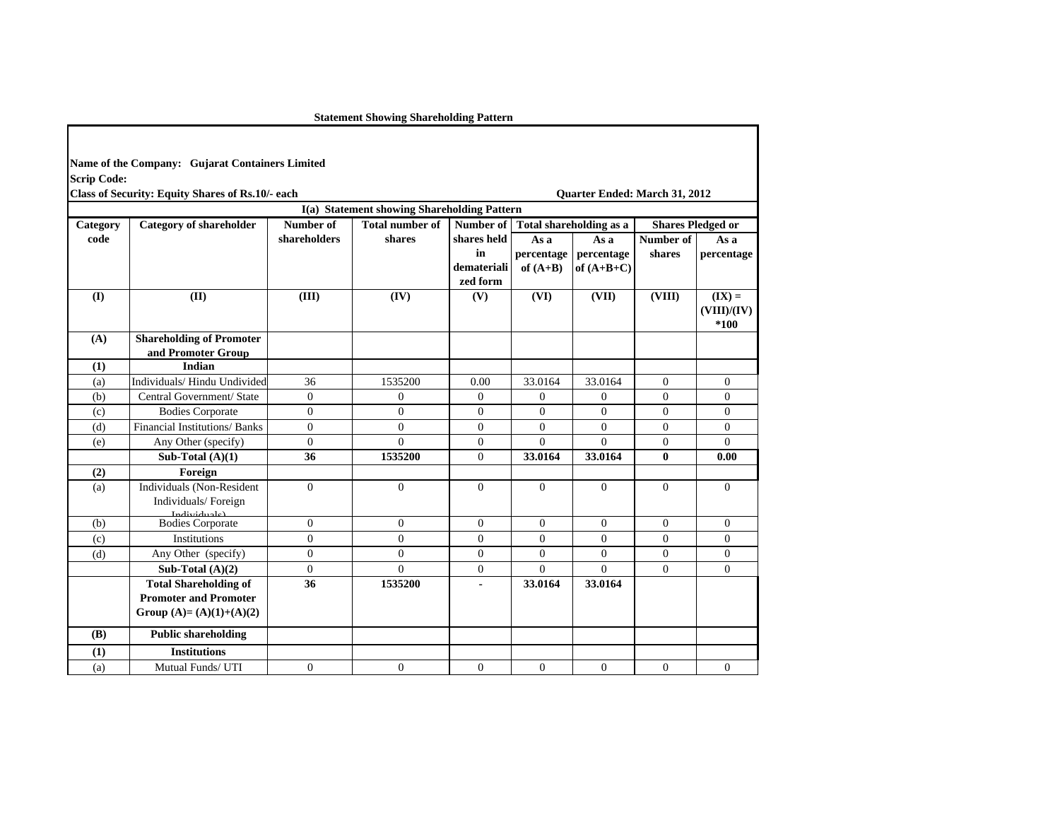**Statement Showing Shareholding Pattern**

**Name of the Company: Gujarat Containers Limited**

**Scrip Code:**

**Class of Security: Equity Shares of Rs.10/- each**

**Quarter Ended: March 31, 2012**

**I(a) Statement showing Shareholding Pattern**

| Category code | Category of shareholder | Number of shareholders | Total number of shares | Number of shares held in dematerialized form | Total shareholding as a | | Shares Pledged or | |
|---|---|---|---|---|---|---|---|---|
| | | | | | As a percentage of (A+B) | As a percentage of (A+B+C) | Number of shares | As a percentage |
| **(I)** | **(II)** | **(III)** | **(IV)** | **(V)** | **(VI)** | **(VII)** | **(VIII)** | **(IX) = (VIII)/(IV) *100** |
| **(A)** | **Shareholding of Promoter and Promoter Group** | | | | | | | |
| **(1)** | **Indian** | | | | | | | |
| (a) | Individuals/ Hindu Undivided | 36 | 1535200 | 0.00 | 33.0164 | 33.0164 | 0 | 0 |
| (b) | Central Government/ State | 0 | 0 | 0 | 0 | 0 | 0 | 0 |
| (c) | Bodies Corporate | 0 | 0 | 0 | 0 | 0 | 0 | 0 |
| (d) | Financial Institutions/ Banks | 0 | 0 | 0 | 0 | 0 | 0 | 0 |
| (e) | Any Other (specify) | 0 | 0 | 0 | 0 | 0 | 0 | 0 |
| | **Sub-Total (A)(1)** | **36** | **1535200** | 0 | **33.0164** | **33.0164** | **0** | **0.00** |
| **(2)** | **Foreign** | | | | | | | |
| (a) | Individuals (Non-Resident Individuals/ Foreign Individuals) | 0 | 0 | 0 | 0 | 0 | 0 | 0 |
| (b) | Bodies Corporate | 0 | 0 | 0 | 0 | 0 | 0 | 0 |
| (c) | Institutions | 0 | 0 | 0 | 0 | 0 | 0 | 0 |
| (d) | Any Other (specify) | 0 | 0 | 0 | 0 | 0 | 0 | 0 |
| | **Sub-Total (A)(2)** | 0 | 0 | 0 | 0 | 0 | 0 | 0 |
| | **Total Shareholding of Promoter and Promoter Group (A)= (A)(1)+(A)(2)** | **36** | **1535200** | **-** | **33.0164** | **33.0164** | | |
| **(B)** | **Public shareholding** | | | | | | | |
| **(1)** | **Institutions** | | | | | | | |
| (a) | Mutual Funds/ UTI | 0 | 0 | 0 | 0 | 0 | 0 | 0 |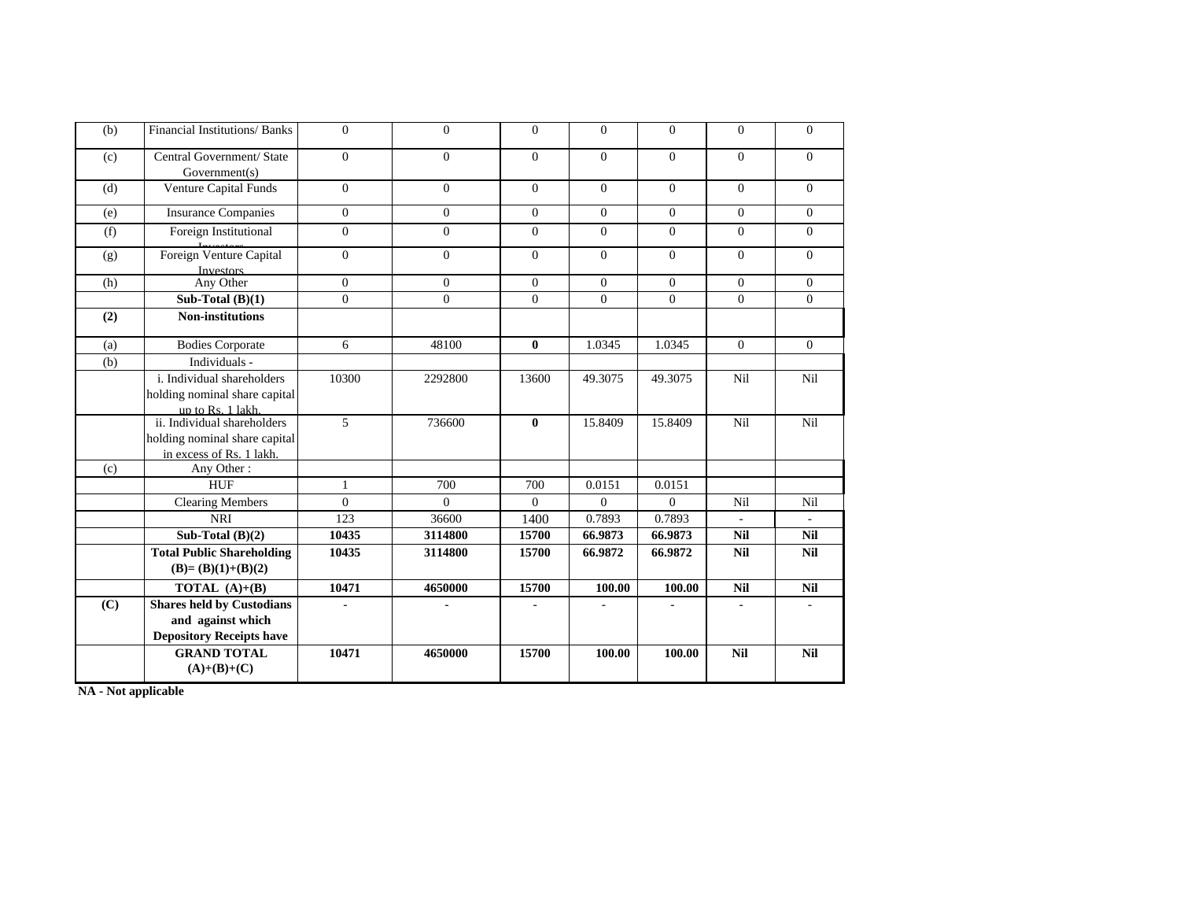| (b) | Financial Institutions/ Banks | 0 | 0 | 0 | 0 | 0 | 0 | 0 |
|---|---|---|---|---|---|---|---|---|
| (c) | Central Government/ State Government(s) | 0 | 0 | 0 | 0 | 0 | 0 | 0 |
| (d) | Venture Capital Funds | 0 | 0 | 0 | 0 | 0 | 0 | 0 |
| (e) | Insurance Companies | 0 | 0 | 0 | 0 | 0 | 0 | 0 |
| (f) | Foreign Institutional Investors | 0 | 0 | 0 | 0 | 0 | 0 | 0 |
| (g) | Foreign Venture Capital Investors | 0 | 0 | 0 | 0 | 0 | 0 | 0 |
| (h) | Any Other | 0 | 0 | 0 | 0 | 0 | 0 | 0 |
| | **Sub-Total (B)(1)** | 0 | 0 | 0 | 0 | 0 | 0 | 0 |
| **(2)** | **Non-institutions** | | | | | | | |
| (a) | Bodies Corporate | 6 | 48100 | **0** | 1.0345 | 1.0345 | 0 | 0 |
| (b) | Individuals - | | | | | | | |
| | i. Individual shareholders holding nominal share capital up to Rs. 1 lakh. | 10300 | 2292800 | 13600 | 49.3075 | 49.3075 | Nil | Nil |
| | ii. Individual shareholders holding nominal share capital in excess of Rs. 1 lakh. | 5 | 736600 | **0** | 15.8409 | 15.8409 | Nil | Nil |
| (c) | Any Other : | | | | | | | |
| | HUF | 1 | 700 | 700 | 0.0151 | 0.0151 | | |
| | Clearing Members | 0 | 0 | 0 | 0 | 0 | Nil | Nil |
| | NRI | 123 | 36600 | 1400 | 0.7893 | 0.7893 | - | - |
| | **Sub-Total (B)(2)** | **10435** | **3114800** | **15700** | **66.9873** | **66.9873** | **Nil** | **Nil** |
| | **Total Public Shareholding (B)= (B)(1)+(B)(2)** | **10435** | **3114800** | **15700** | **66.9872** | **66.9872** | **Nil** | **Nil** |
| | **TOTAL (A)+(B)** | **10471** | **4650000** | **15700** | **100.00** | **100.00** | **Nil** | **Nil** |
| **(C)** | **Shares held by Custodians and against which Depository Receipts have** | - | - | - | - | - | - | - |
| | **GRAND TOTAL (A)+(B)+(C)** | **10471** | **4650000** | **15700** | **100.00** | **100.00** | **Nil** | **Nil** |

**NA - Not applicable**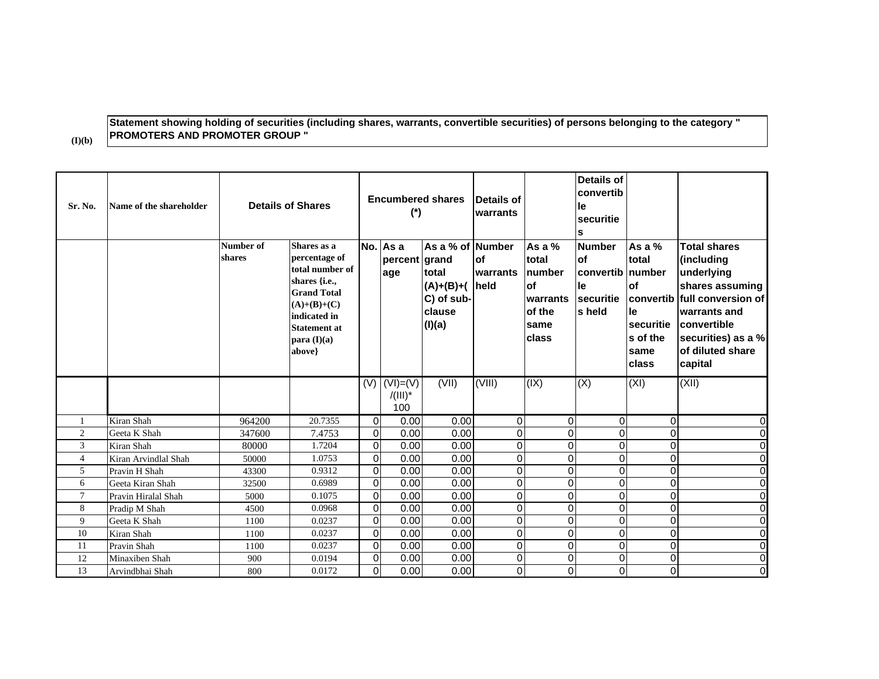(I)(b)

**Statement showing holding of securities (including shares, warrants, convertible securities) of persons belonging to the category " PROMOTERS AND PROMOTER GROUP "**

| Sr. No. | Name of the shareholder | Details of Shares | | Encumbered shares (*) | | | Details of warrants | | Details of convertible securities | | |
|---|---|---|---|---|---|---|---|---|---|---|---|
| | | Number of shares | Shares as a percentage of total number of shares {i.e., Grand Total (A)+(B)+(C) indicated in Statement at para (I)(a) above} | No. | As a percentage | As a % of grand total (A)+(B)+(C) of sub-clause (I)(a) | Number of warrants held | As a % total number of warrants of the same class | Number of convertible securities held | As a % total number of convertible securities of the same class | Total shares (including underlying shares assuming full conversion of warrants and convertible securities) as a % of diluted share capital |
| | | | | (V) | (VI)=(V)/(III)*100 | (VII) | (VIII) | (IX) | (X) | (XI) | (XII) |
| 1 | Kiran Shah | 964200 | 20.7355 | 0 | 0.00 | 0.00 | 0 | 0 | 0 | 0 | 0 |
| 2 | Geeta K Shah | 347600 | 7.4753 | 0 | 0.00 | 0.00 | 0 | 0 | 0 | 0 | 0 |
| 3 | Kiran Shah | 80000 | 1.7204 | 0 | 0.00 | 0.00 | 0 | 0 | 0 | 0 | 0 |
| 4 | Kiran Arvindlal Shah | 50000 | 1.0753 | 0 | 0.00 | 0.00 | 0 | 0 | 0 | 0 | 0 |
| 5 | Pravin H Shah | 43300 | 0.9312 | 0 | 0.00 | 0.00 | 0 | 0 | 0 | 0 | 0 |
| 6 | Geeta Kiran Shah | 32500 | 0.6989 | 0 | 0.00 | 0.00 | 0 | 0 | 0 | 0 | 0 |
| 7 | Pravin Hiralal Shah | 5000 | 0.1075 | 0 | 0.00 | 0.00 | 0 | 0 | 0 | 0 | 0 |
| 8 | Pradip M Shah | 4500 | 0.0968 | 0 | 0.00 | 0.00 | 0 | 0 | 0 | 0 | 0 |
| 9 | Geeta K Shah | 1100 | 0.0237 | 0 | 0.00 | 0.00 | 0 | 0 | 0 | 0 | 0 |
| 10 | Kiran Shah | 1100 | 0.0237 | 0 | 0.00 | 0.00 | 0 | 0 | 0 | 0 | 0 |
| 11 | Pravin Shah | 1100 | 0.0237 | 0 | 0.00 | 0.00 | 0 | 0 | 0 | 0 | 0 |
| 12 | Minaxiben Shah | 900 | 0.0194 | 0 | 0.00 | 0.00 | 0 | 0 | 0 | 0 | 0 |
| 13 | Arvindbhai Shah | 800 | 0.0172 | 0 | 0.00 | 0.00 | 0 | 0 | 0 | 0 | 0 |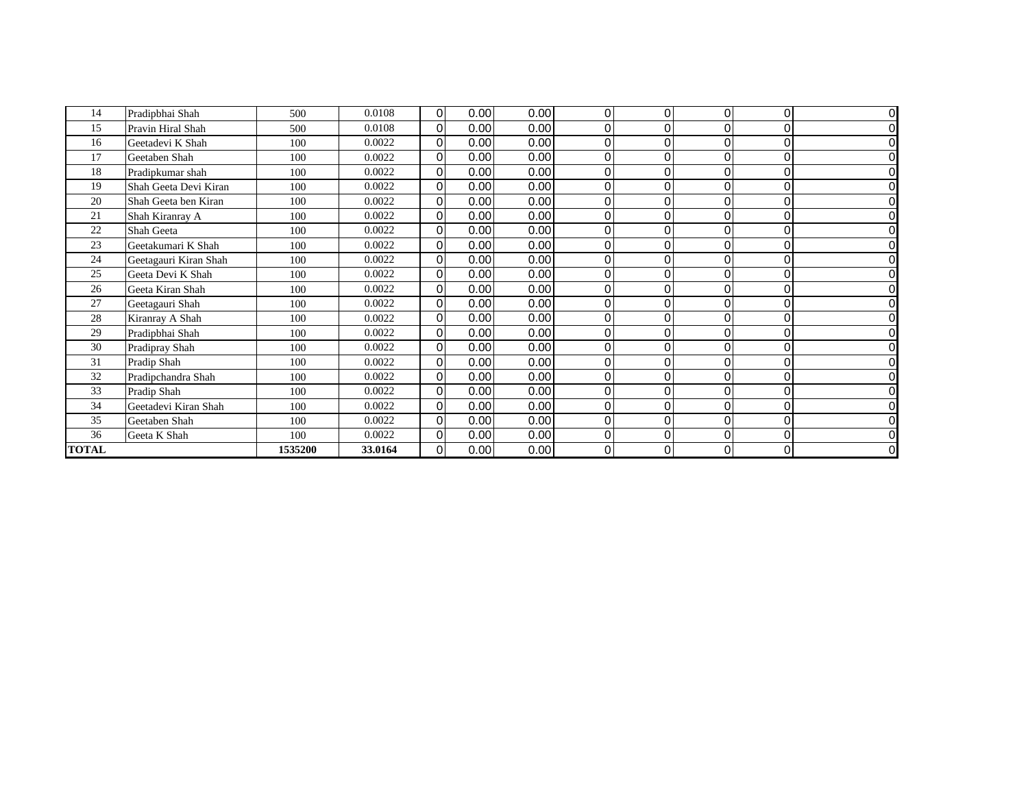| | | | | | | | | | | | |
|---|---|---|---|---|---|---|---|---|---|---|---|
| 14 | Pradipbhai Shah | 500 | 0.0108 | 0 | 0.00 | 0.00 | 0 | 0 | 0 | 0 | 0 |
| 15 | Pravin Hiral Shah | 500 | 0.0108 | 0 | 0.00 | 0.00 | 0 | 0 | 0 | 0 | 0 |
| 16 | Geetadevi K Shah | 100 | 0.0022 | 0 | 0.00 | 0.00 | 0 | 0 | 0 | 0 | 0 |
| 17 | Geetaben Shah | 100 | 0.0022 | 0 | 0.00 | 0.00 | 0 | 0 | 0 | 0 | 0 |
| 18 | Pradipkumar shah | 100 | 0.0022 | 0 | 0.00 | 0.00 | 0 | 0 | 0 | 0 | 0 |
| 19 | Shah Geeta Devi Kiran | 100 | 0.0022 | 0 | 0.00 | 0.00 | 0 | 0 | 0 | 0 | 0 |
| 20 | Shah Geeta ben Kiran | 100 | 0.0022 | 0 | 0.00 | 0.00 | 0 | 0 | 0 | 0 | 0 |
| 21 | Shah Kiranray A | 100 | 0.0022 | 0 | 0.00 | 0.00 | 0 | 0 | 0 | 0 | 0 |
| 22 | Shah Geeta | 100 | 0.0022 | 0 | 0.00 | 0.00 | 0 | 0 | 0 | 0 | 0 |
| 23 | Geetakumari K Shah | 100 | 0.0022 | 0 | 0.00 | 0.00 | 0 | 0 | 0 | 0 | 0 |
| 24 | Geetagauri Kiran Shah | 100 | 0.0022 | 0 | 0.00 | 0.00 | 0 | 0 | 0 | 0 | 0 |
| 25 | Geeta Devi K Shah | 100 | 0.0022 | 0 | 0.00 | 0.00 | 0 | 0 | 0 | 0 | 0 |
| 26 | Geeta Kiran Shah | 100 | 0.0022 | 0 | 0.00 | 0.00 | 0 | 0 | 0 | 0 | 0 |
| 27 | Geetagauri Shah | 100 | 0.0022 | 0 | 0.00 | 0.00 | 0 | 0 | 0 | 0 | 0 |
| 28 | Kiranray A Shah | 100 | 0.0022 | 0 | 0.00 | 0.00 | 0 | 0 | 0 | 0 | 0 |
| 29 | Pradipbhai Shah | 100 | 0.0022 | 0 | 0.00 | 0.00 | 0 | 0 | 0 | 0 | 0 |
| 30 | Pradipray Shah | 100 | 0.0022 | 0 | 0.00 | 0.00 | 0 | 0 | 0 | 0 | 0 |
| 31 | Pradip Shah | 100 | 0.0022 | 0 | 0.00 | 0.00 | 0 | 0 | 0 | 0 | 0 |
| 32 | Pradipchandra Shah | 100 | 0.0022 | 0 | 0.00 | 0.00 | 0 | 0 | 0 | 0 | 0 |
| 33 | Pradip Shah | 100 | 0.0022 | 0 | 0.00 | 0.00 | 0 | 0 | 0 | 0 | 0 |
| 34 | Geetadevi Kiran Shah | 100 | 0.0022 | 0 | 0.00 | 0.00 | 0 | 0 | 0 | 0 | 0 |
| 35 | Geetaben Shah | 100 | 0.0022 | 0 | 0.00 | 0.00 | 0 | 0 | 0 | 0 | 0 |
| 36 | Geeta K Shah | 100 | 0.0022 | 0 | 0.00 | 0.00 | 0 | 0 | 0 | 0 | 0 |
| **TOTAL** | | **1535200** | **33.0164** | 0 | 0.00 | 0.00 | 0 | 0 | 0 | 0 | 0 |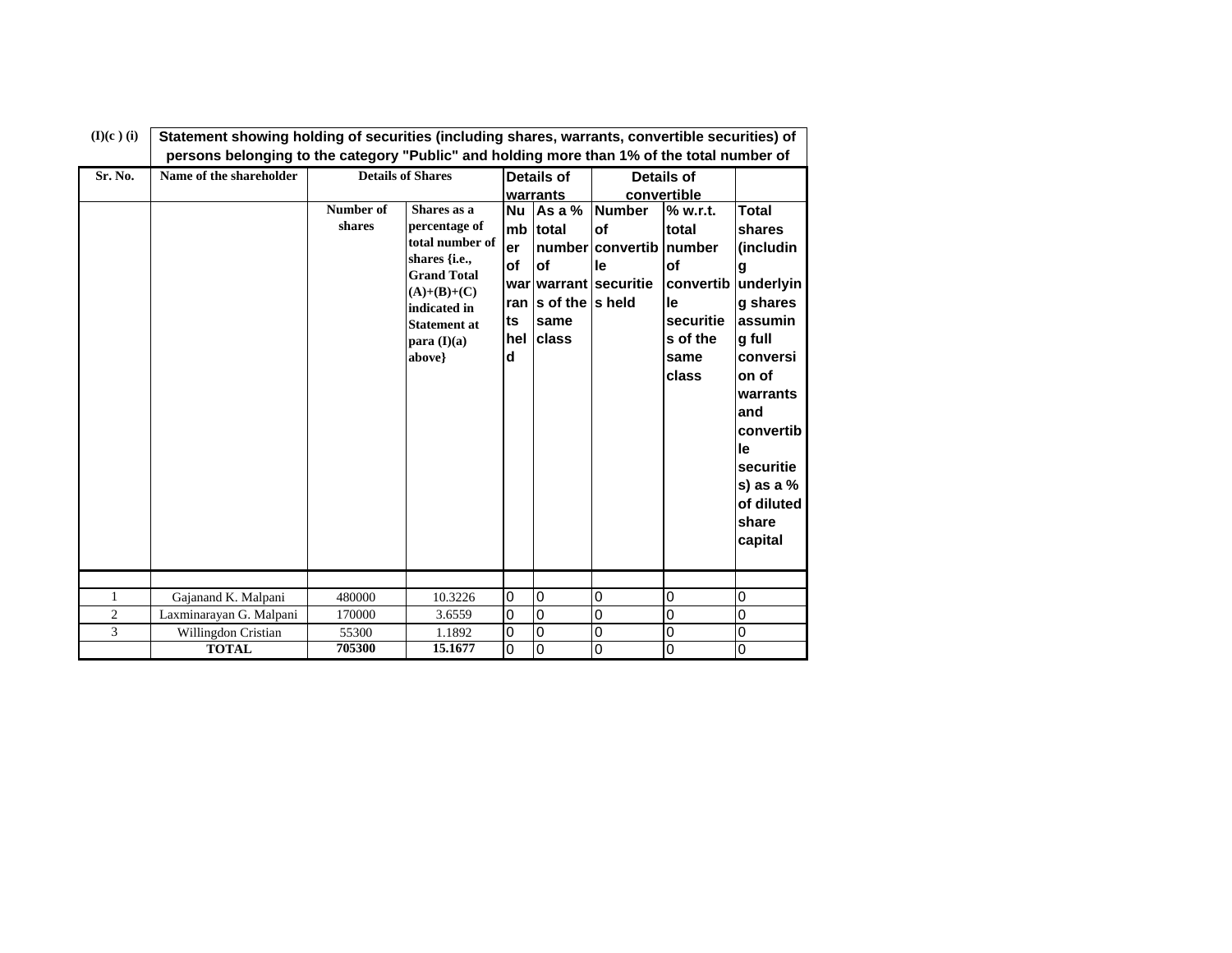**(I)(c ) (i)** **Statement showing holding of securities (including shares, warrants, convertible securities) of persons belonging to the category "Public" and holding more than 1% of the total number of**

| Sr. No. | Name of the shareholder | Details of Shares | | Details of warrants | | Details of convertible | | |
|---|---|---|---|---|---|---|---|---|
| | | Number of shares | Shares as a percentage of total number of shares {i.e., Grand Total (A)+(B)+(C) indicated in Statement at para (I)(a) above} | Number of warrants held | As a % total number of warrants of the same class | Number of convertible securities held | % w.r.t. total number of convertible securities of the same class | Total shares (including underlying shares assuming full conversion of warrants and convertible securities) as a % of diluted share capital |
| | | | | | | | | |
| 1 | Gajanand K. Malpani | 480000 | 10.3226 | 0 | 0 | 0 | 0 | 0 |
| 2 | Laxminarayan G. Malpani | 170000 | 3.6559 | 0 | 0 | 0 | 0 | 0 |
| 3 | Willingdon Cristian | 55300 | 1.1892 | 0 | 0 | 0 | 0 | 0 |
| | **TOTAL** | **705300** | **15.1677** | 0 | 0 | 0 | 0 | 0 |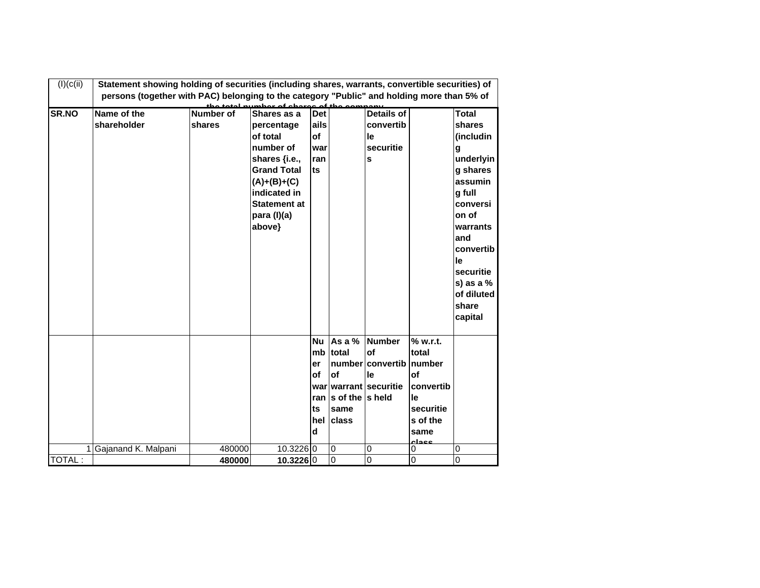| (I)(c(ii) | Statement showing holding of securities (including shares, warrants, convertible securities) of persons (together with PAC) belonging to the category "Public" and holding more than 5% of the total number of shares of the company | | | | | | | |
|---|---|---|---|---|---|---|---|---|
| **SR.NO** | **Name of the shareholder** | **Number of shares** | **Shares as a percentage of total number of shares {i.e., Grand Total (A)+(B)+(C) indicated in Statement at para (I)(a) above}** | **Details of warrants** | | **Details of convertible securities** | | **Total shares (including underlying shares assuming full conversion of warrants and convertible securities) as a % of diluted share capital** |
| | | | | **Number of warrants held** | **As a % total number of warrants of the same class** | **Number of convertible securities held** | **% w.r.t. total number of convertible securities of the same class** | |
| 1 | Gajanand K. Malpani | 480000 | 10.3226 | 0 | 0 | 0 | 0 | 0 |
| TOTAL : | | **480000** | **10.3226** | 0 | 0 | 0 | 0 | 0 |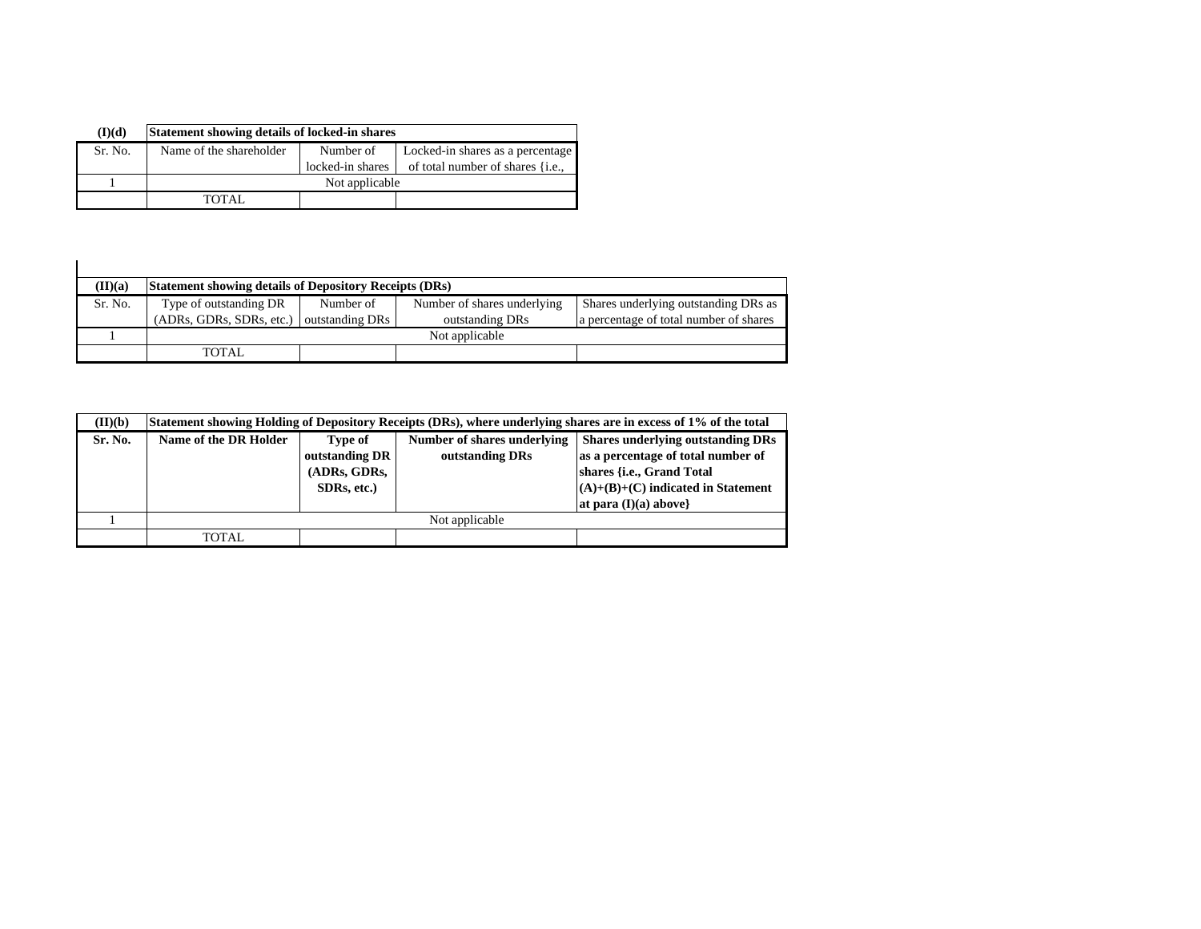| (I)(d) | Statement showing details of locked-in shares | | |
|---|---|---|---|
| Sr. No. | Name of the shareholder | Number of locked-in shares | Locked-in shares as a percentage of total number of shares {i.e., |
| 1 | Not applicable | | |
| | TOTAL | | |

| (II)(a) | Statement showing details of Depository Receipts (DRs) | | | |
|---|---|---|---|---|
| Sr. No. | Type of outstanding DR (ADRs, GDRs, SDRs, etc.) | Number of outstanding DRs | Number of shares underlying outstanding DRs | Shares underlying outstanding DRs as a percentage of total number of shares |
| 1 | Not applicable | | | |
| | TOTAL | | | |

| (II)(b) | Statement showing Holding of Depository Receipts (DRs), where underlying shares are in excess of 1% of the total | | | |
|---|---|---|---|---|
| **Sr. No.** | **Name of the DR Holder** | **Type of outstanding DR (ADRs, GDRs, SDRs, etc.)** | **Number of shares underlying outstanding DRs** | **Shares underlying outstanding DRs as a percentage of total number of shares {i.e., Grand Total (A)+(B)+(C) indicated in Statement at para (I)(a) above}** |
| 1 | Not applicable | | | |
| | TOTAL | | | |